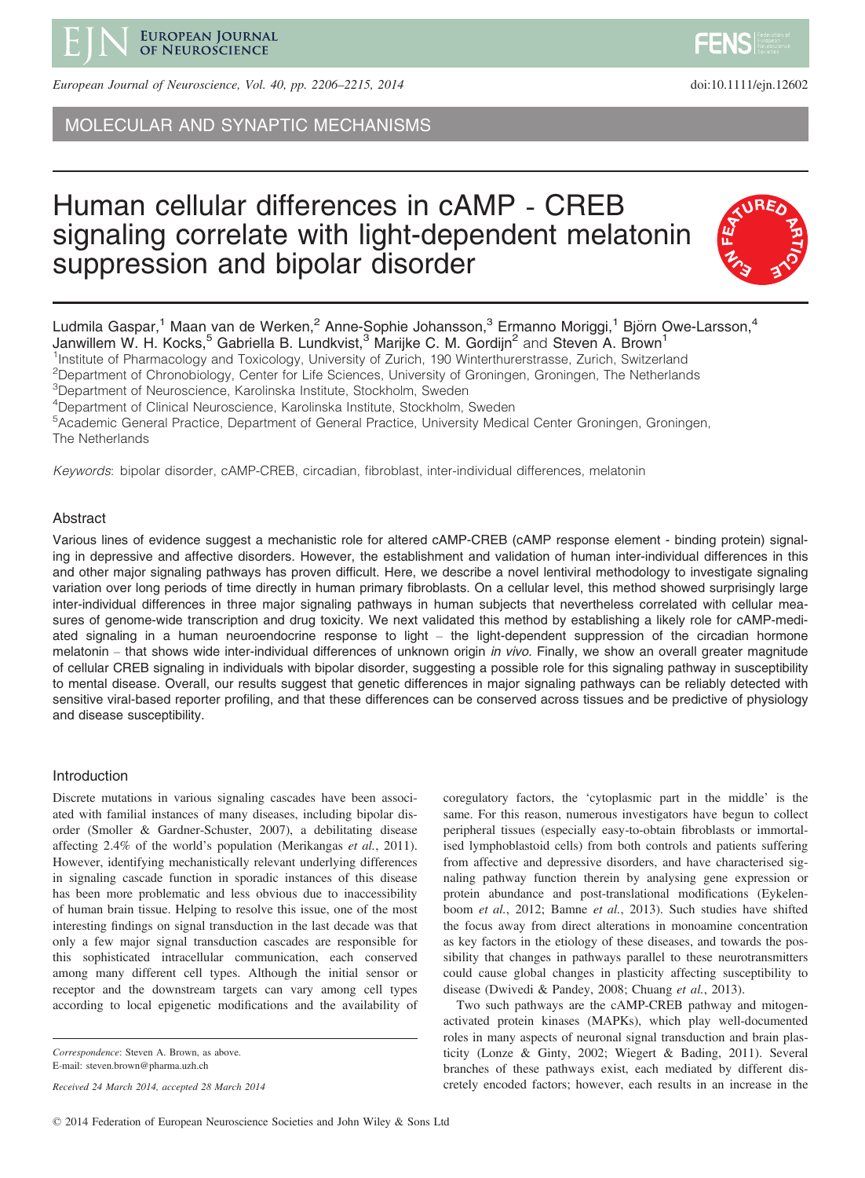MOLECULAR AND SYNAPTIC MECHANISMS

# Human cellular differences in cAMP - CREB signaling correlate with light-dependent melatonin suppression and bipolar disorder

Ludmila Gaspar,[1] Maan van de Werken,[2] Anne-Sophie Johansson,[3] Ermanno Moriggi,[1] Björn Owe-Larsson,[4] Janwillem W. H. Kocks,[5] Gabriella B. Lundkvist,[3] Marijke C. M. Gordijn[2] and Steven A. Brown[1]

[1]Institute of Pharmacology and Toxicology, University of Zurich, 190 Winterthurerstrasse, Zurich, Switzerland
[2]Department of Chronobiology, Center for Life Sciences, University of Groningen, Groningen, The Netherlands
[3]Department of Neuroscience, Karolinska Institute, Stockholm, Sweden
[4]Department of Clinical Neuroscience, Karolinska Institute, Stockholm, Sweden
[5]Academic General Practice, Department of General Practice, University Medical Center Groningen, Groningen, The Netherlands

*Keywords*: bipolar disorder, cAMP-CREB, circadian, fibroblast, inter-individual differences, melatonin

## Abstract

Various lines of evidence suggest a mechanistic role for altered cAMP-CREB (cAMP response element - binding protein) signaling in depressive and affective disorders. However, the establishment and validation of human inter-individual differences in this and other major signaling pathways has proven difficult. Here, we describe a novel lentiviral methodology to investigate signaling variation over long periods of time directly in human primary fibroblasts. On a cellular level, this method showed surprisingly large inter-individual differences in three major signaling pathways in human subjects that nevertheless correlated with cellular measures of genome-wide transcription and drug toxicity. We next validated this method by establishing a likely role for cAMP-mediated signaling in a human neuroendocrine response to light – the light-dependent suppression of the circadian hormone melatonin – that shows wide inter-individual differences of unknown origin *in vivo*. Finally, we show an overall greater magnitude of cellular CREB signaling in individuals with bipolar disorder, suggesting a possible role for this signaling pathway in susceptibility to mental disease. Overall, our results suggest that genetic differences in major signaling pathways can be reliably detected with sensitive viral-based reporter profiling, and that these differences can be conserved across tissues and be predictive of physiology and disease susceptibility.

## Introduction

Discrete mutations in various signaling cascades have been associated with familial instances of many diseases, including bipolar disorder (Smoller & Gardner-Schuster, 2007), a debilitating disease affecting 2.4% of the world's population (Merikangas *et al.*, 2011). However, identifying mechanistically relevant underlying differences in signaling cascade function in sporadic instances of this disease has been more problematic and less obvious due to inaccessibility of human brain tissue. Helping to resolve this issue, one of the most interesting findings on signal transduction in the last decade was that only a few major signal transduction cascades are responsible for this sophisticated intracellular communication, each conserved among many different cell types. Although the initial sensor or receptor and the downstream targets can vary among cell types according to local epigenetic modifications and the availability of coregulatory factors, the 'cytoplasmic part in the middle' is the same. For this reason, numerous investigators have begun to collect peripheral tissues (especially easy-to-obtain fibroblasts or immortalised lymphoblastoid cells) from both controls and patients suffering from affective and depressive disorders, and have characterised signaling pathway function therein by analysing gene expression or protein abundance and post-translational modifications (Eykelenboom *et al.*, 2012; Bamne *et al.*, 2013). Such studies have shifted the focus away from direct alterations in monoamine concentration as key factors in the etiology of these diseases, and towards the possibility that changes in pathways parallel to these neurotransmitters could cause global changes in plasticity affecting susceptibility to disease (Dwivedi & Pandey, 2008; Chuang *et al.*, 2013).

Two such pathways are the cAMP-CREB pathway and mitogen-activated protein kinases (MAPKs), which play well-documented roles in many aspects of neuronal signal transduction and brain plasticity (Lonze & Ginty, 2002; Wiegert & Bading, 2011). Several branches of these pathways exist, each mediated by different discretely encoded factors; however, each results in an increase in the

*Correspondence*: Steven A. Brown, as above.
E-mail: steven.brown@pharma.uzh.ch

Received 24 March 2014, accepted 28 March 2014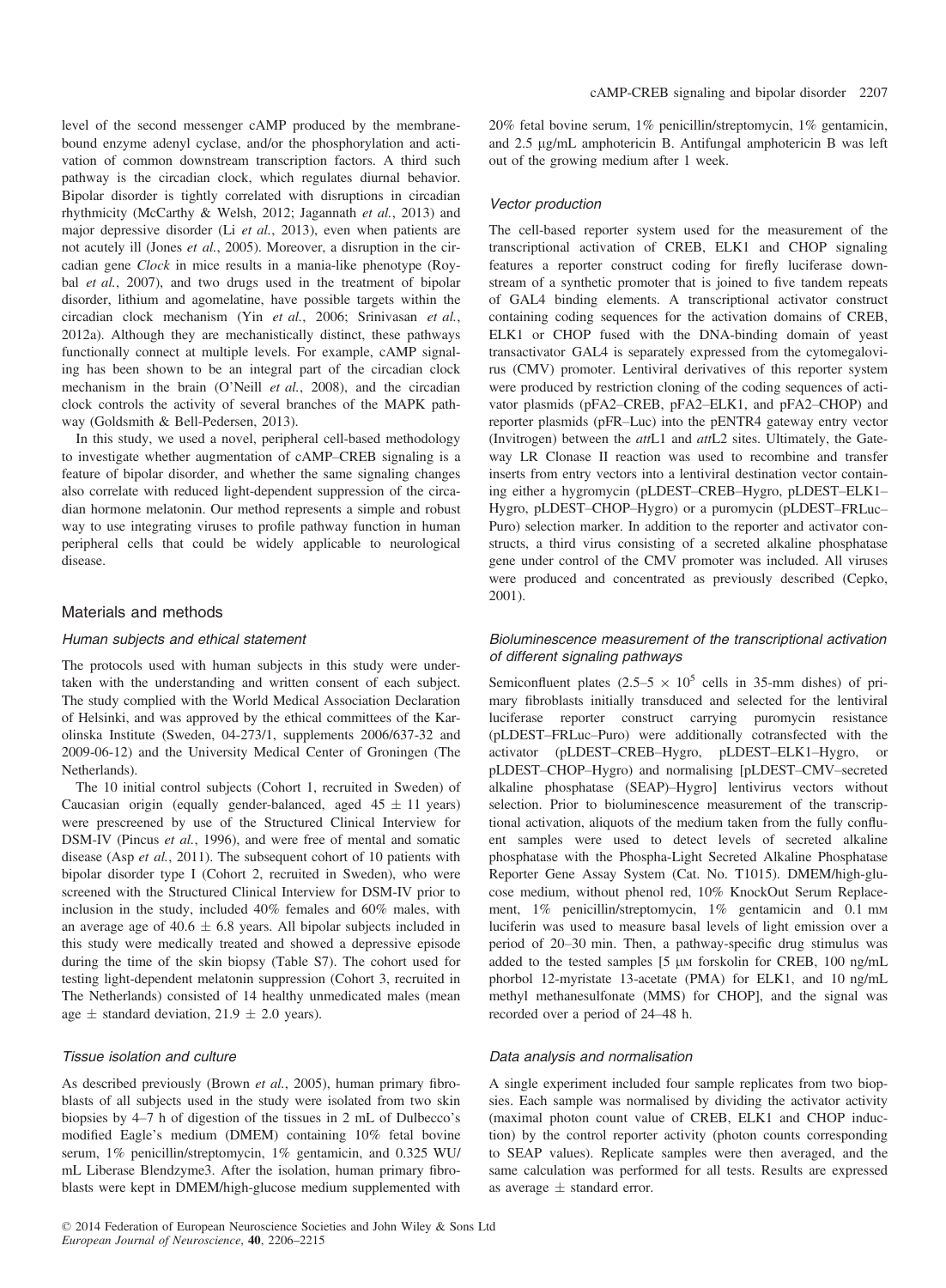level of the second messenger cAMP produced by the membrane-bound enzyme adenyl cyclase, and/or the phosphorylation and activation of common downstream transcription factors. A third such pathway is the circadian clock, which regulates diurnal behavior. Bipolar disorder is tightly correlated with disruptions in circadian rhythmicity (McCarthy & Welsh, 2012; Jagannath *et al.*, 2013) and major depressive disorder (Li *et al.*, 2013), even when patients are not acutely ill (Jones *et al.*, 2005). Moreover, a disruption in the circadian gene *Clock* in mice results in a mania-like phenotype (Roybal *et al.*, 2007), and two drugs used in the treatment of bipolar disorder, lithium and agomelatine, have possible targets within the circadian clock mechanism (Yin *et al.*, 2006; Srinivasan *et al.*, 2012a). Although they are mechanistically distinct, these pathways functionally connect at multiple levels. For example, cAMP signaling has been shown to be an integral part of the circadian clock mechanism in the brain (O'Neill *et al.*, 2008), and the circadian clock controls the activity of several branches of the MAPK pathway (Goldsmith & Bell-Pedersen, 2013).

In this study, we used a novel, peripheral cell-based methodology to investigate whether augmentation of cAMP–CREB signaling is a feature of bipolar disorder, and whether the same signaling changes also correlate with reduced light-dependent suppression of the circadian hormone melatonin. Our method represents a simple and robust way to use integrating viruses to profile pathway function in human peripheral cells that could be widely applicable to neurological disease.

## Materials and methods

### *Human subjects and ethical statement*

The protocols used with human subjects in this study were undertaken with the understanding and written consent of each subject. The study complied with the World Medical Association Declaration of Helsinki, and was approved by the ethical committees of the Karolinska Institute (Sweden, 04-273/1, supplements 2006/637-32 and 2009-06-12) and the University Medical Center of Groningen (The Netherlands).

The 10 initial control subjects (Cohort 1, recruited in Sweden) of Caucasian origin (equally gender-balanced, aged $45 \pm 11$ years) were prescreened by use of the Structured Clinical Interview for DSM-IV (Pincus *et al.*, 1996), and were free of mental and somatic disease (Asp *et al.*, 2011). The subsequent cohort of 10 patients with bipolar disorder type I (Cohort 2, recruited in Sweden), who were screened with the Structured Clinical Interview for DSM-IV prior to inclusion in the study, included 40% females and 60% males, with an average age of $40.6 \pm 6.8$ years. All bipolar subjects included in this study were medically treated and showed a depressive episode during the time of the skin biopsy (Table S7). The cohort used for testing light-dependent melatonin suppression (Cohort 3, recruited in The Netherlands) consisted of 14 healthy unmedicated males (mean age $\pm$ standard deviation, $21.9 \pm 2.0$ years).

### *Tissue isolation and culture*

As described previously (Brown *et al.*, 2005), human primary fibroblasts of all subjects used in the study were isolated from two skin biopsies by 4–7 h of digestion of the tissues in 2 mL of Dulbecco's modified Eagle's medium (DMEM) containing 10% fetal bovine serum, 1% penicillin/streptomycin, 1% gentamicin, and 0.325 WU/mL Liberase Blendzyme3. After the isolation, human primary fibroblasts were kept in DMEM/high-glucose medium supplemented with 20% fetal bovine serum, 1% penicillin/streptomycin, 1% gentamicin, and 2.5 μg/mL amphotericin B. Antifungal amphotericin B was left out of the growing medium after 1 week.

### *Vector production*

The cell-based reporter system used for the measurement of the transcriptional activation of CREB, ELK1 and CHOP signaling features a reporter construct coding for firefly luciferase downstream of a synthetic promoter that is joined to five tandem repeats of GAL4 binding elements. A transcriptional activator construct containing coding sequences for the activation domains of CREB, ELK1 or CHOP fused with the DNA-binding domain of yeast transactivator GAL4 is separately expressed from the cytomegalovirus (CMV) promoter. Lentiviral derivatives of this reporter system were produced by restriction cloning of the coding sequences of activator plasmids (pFA2–CREB, pFA2–ELK1, and pFA2–CHOP) and reporter plasmids (pFR–Luc) into the pENTR4 gateway entry vector (Invitrogen) between the *att*L1 and *att*L2 sites. Ultimately, the Gateway LR Clonase II reaction was used to recombine and transfer inserts from entry vectors into a lentiviral destination vector containing either a hygromycin (pLDEST–CREB–Hygro, pLDEST–ELK1–Hygro, pLDEST–CHOP–Hygro) or a puromycin (pLDEST–FRLuc–Puro) selection marker. In addition to the reporter and activator constructs, a third virus consisting of a secreted alkaline phosphatase gene under control of the CMV promoter was included. All viruses were produced and concentrated as previously described (Cepko, 2001).

### *Bioluminescence measurement of the transcriptional activation of different signaling pathways*

Semiconfluent plates ($2.5$–$5 \times 10^5$ cells in 35-mm dishes) of primary fibroblasts initially transduced and selected for the lentiviral luciferase reporter construct carrying puromycin resistance (pLDEST–FRLuc–Puro) were additionally cotransfected with the activator (pLDEST–CREB–Hygro, pLDEST–ELK1–Hygro, or pLDEST–CHOP–Hygro) and normalising [pLDEST–CMV–secreted alkaline phosphatase (SEAP)–Hygro] lentivirus vectors without selection. Prior to bioluminescence measurement of the transcriptional activation, aliquots of the medium taken from the fully confluent samples were used to detect levels of secreted alkaline phosphatase with the Phospha-Light Secreted Alkaline Phosphatase Reporter Gene Assay System (Cat. No. T1015). DMEM/high-glucose medium, without phenol red, 10% KnockOut Serum Replacement, 1% penicillin/streptomycin, 1% gentamicin and 0.1 mM luciferin was used to measure basal levels of light emission over a period of 20–30 min. Then, a pathway-specific drug stimulus was added to the tested samples [5 μM forskolin for CREB, 100 ng/mL phorbol 12-myristate 13-acetate (PMA) for ELK1, and 10 ng/mL methyl methanesulfonate (MMS) for CHOP], and the signal was recorded over a period of 24–48 h.

### *Data analysis and normalisation*

A single experiment included four sample replicates from two biopsies. Each sample was normalised by dividing the activator activity (maximal photon count value of CREB, ELK1 and CHOP induction) by the control reporter activity (photon counts corresponding to SEAP values). Replicate samples were then averaged, and the same calculation was performed for all tests. Results are expressed as average $\pm$ standard error.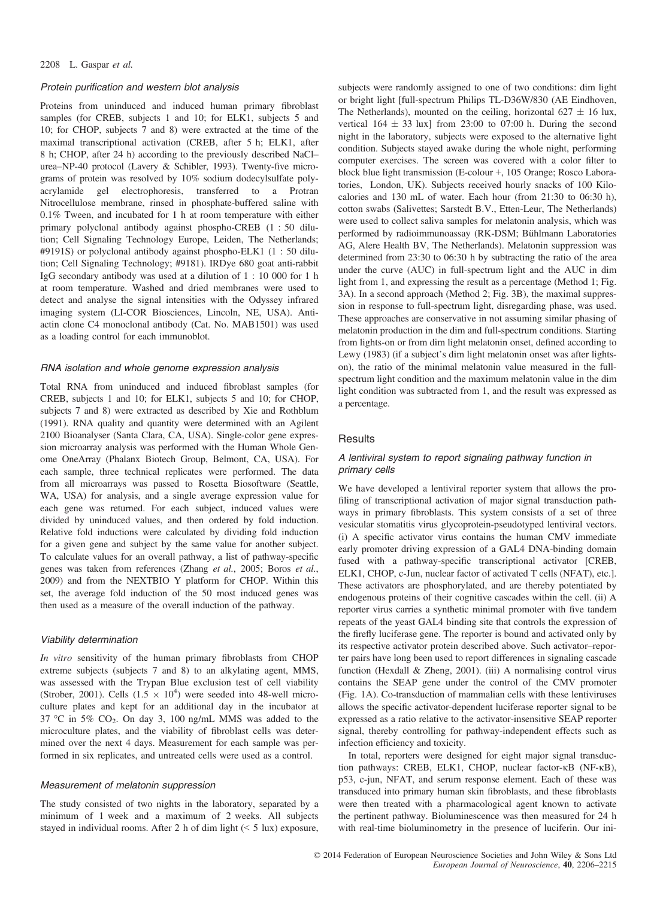### *Protein purification and western blot analysis*

Proteins from uninduced and induced human primary fibroblast samples (for CREB, subjects 1 and 10; for ELK1, subjects 5 and 10; for CHOP, subjects 7 and 8) were extracted at the time of the maximal transcriptional activation (CREB, after 5 h; ELK1, after 8 h; CHOP, after 24 h) according to the previously described NaCl–urea–NP-40 protocol (Lavery & Schibler, 1993). Twenty-five micrograms of protein was resolved by 10% sodium dodecylsulfate polyacrylamide gel electrophoresis, transferred to a Protran Nitrocellulose membrane, rinsed in phosphate-buffered saline with 0.1% Tween, and incubated for 1 h at room temperature with either primary polyclonal antibody against phospho-CREB (1 : 50 dilution; Cell Signaling Technology Europe, Leiden, The Netherlands; #9191S) or polyclonal antibody against phospho-ELK1 (1 : 50 dilution; Cell Signaling Technology; #9181). IRDye 680 goat anti-rabbit IgG secondary antibody was used at a dilution of 1 : 10 000 for 1 h at room temperature. Washed and dried membranes were used to detect and analyse the signal intensities with the Odyssey infrared imaging system (LI-COR Biosciences, Lincoln, NE, USA). Anti-actin clone C4 monoclonal antibody (Cat. No. MAB1501) was used as a loading control for each immunoblot.

### *RNA isolation and whole genome expression analysis*

Total RNA from uninduced and induced fibroblast samples (for CREB, subjects 1 and 10; for ELK1, subjects 5 and 10; for CHOP, subjects 7 and 8) were extracted as described by Xie and Rothblum (1991). RNA quality and quantity were determined with an Agilent 2100 Bioanalyser (Santa Clara, CA, USA). Single-color gene expression microarray analysis was performed with the Human Whole Genome OneArray (Phalanx Biotech Group, Belmont, CA, USA). For each sample, three technical replicates were performed. The data from all microarrays was passed to Rosetta Biosofware (Seattle, WA, USA) for analysis, and a single average expression value for each gene was returned. For each subject, induced values were divided by uninduced values, and then ordered by fold induction. Relative fold inductions were calculated by dividing fold induction for a given gene and subject by the same value for another subject. To calculate values for an overall pathway, a list of pathway-specific genes was taken from references (Zhang *et al.*, 2005; Boros *et al.*, 2009) and from the NEXTBIO Y platform for CHOP. Within this set, the average fold induction of the 50 most induced genes was then used as a measure of the overall induction of the pathway.

### *Viability determination*

*In vitro* sensitivity of the human primary fibroblasts from CHOP extreme subjects (subjects 7 and 8) to an alkylating agent, MMS, was assessed with the Trypan Blue exclusion test of cell viability (Strober, 2001). Cells ($1.5 \times 10^4$) were seeded into 48-well microculture plates and kept for an additional day in the incubator at 37 °C in 5% $CO_2$. On day 3, 100 ng/mL MMS was added to the microculture plates, and the viability of fibroblast cells was determined over the next 4 days. Measurement for each sample was performed in six replicates, and untreated cells were used as a control.

### *Measurement of melatonin suppression*

The study consisted of two nights in the laboratory, separated by a minimum of 1 week and a maximum of 2 weeks. All subjects stayed in individual rooms. After 2 h of dim light (< 5 lux) exposure, subjects were randomly assigned to one of two conditions: dim light or bright light [full-spectrum Philips TL-D36W/830 (AE Eindhoven, The Netherlands), mounted on the ceiling, horizontal 627 ± 16 lux, vertical 164 ± 33 lux] from 23:00 to 07:00 h. During the second night in the laboratory, subjects were exposed to the alternative light condition. Subjects stayed awake during the whole night, performing computer exercises. The screen was covered with a color filter to block blue light transmission (E-colour +, 105 Orange; Rosco Laboratories, London, UK). Subjects received hourly snacks of 100 Kilocalories and 130 mL of water. Each hour (from 21:30 to 06:30 h), cotton swabs (Salivettes; Sarstedt B.V., Etten-Leur, The Netherlands) were used to collect saliva samples for melatonin analysis, which was performed by radioimmunoassay (RK-DSM; Bühlmann Laboratories AG, Alere Health BV, The Netherlands). Melatonin suppression was determined from 23:30 to 06:30 h by subtracting the ratio of the area under the curve (AUC) in full-spectrum light and the AUC in dim light from 1, and expressing the result as a percentage (Method 1; Fig. 3A). In a second approach (Method 2; Fig. 3B), the maximal suppression in response to full-spectrum light, disregarding phase, was used. These approaches are conservative in not assuming similar phasing of melatonin production in the dim and full-spectrum conditions. Starting from lights-on or from dim light melatonin onset, defined according to Lewy (1983) (if a subject's dim light melatonin onset was after lights-on), the ratio of the minimal melatonin value measured in the full-spectrum light condition and the maximum melatonin value in the dim light condition was subtracted from 1, and the result was expressed as a percentage.

## Results

### *A lentiviral system to report signaling pathway function in primary cells*

We have developed a lentiviral reporter system that allows the profiling of transcriptional activation of major signal transduction pathways in primary fibroblasts. This system consists of a set of three vesicular stomatitis virus glycoprotein-pseudotyped lentiviral vectors. (i) A specific activator virus contains the human CMV immediate early promoter driving expression of a GAL4 DNA-binding domain fused with a pathway-specific transcriptional activator [CREB, ELK1, CHOP, c-Jun, nuclear factor of activated T cells (NFAT), etc.]. These activators are phosphorylated, and are thereby potentiated by endogenous proteins of their cognitive cascades within the cell. (ii) A reporter virus carries a synthetic minimal promoter with five tandem repeats of the yeast GAL4 binding site that controls the expression of the firefly luciferase gene. The reporter is bound and activated only by its respective activator protein described above. Such activator–reporter pairs have long been used to report differences in signaling cascade function (Hexdall & Zheng, 2001). (iii) A normalising control virus contains the SEAP gene under the control of the CMV promoter (Fig. 1A). Co-transduction of mammalian cells with these lentiviruses allows the specific activator-dependent luciferase reporter signal to be expressed as a ratio relative to the activator-insensitive SEAP reporter signal, thereby controlling for pathway-independent effects such as infection efficiency and toxicity.

In total, reporters were designed for eight major signal transduction pathways: CREB, ELK1, CHOP, nuclear factor-κB (NF-κB), p53, c-jun, NFAT, and serum response element. Each of these was transduced into primary human skin fibroblasts, and these fibroblasts were then treated with a pharmacological agent known to activate the pertinent pathway. Bioluminescence was then measured for 24 h with real-time bioluminometry in the presence of luciferin. Our ini-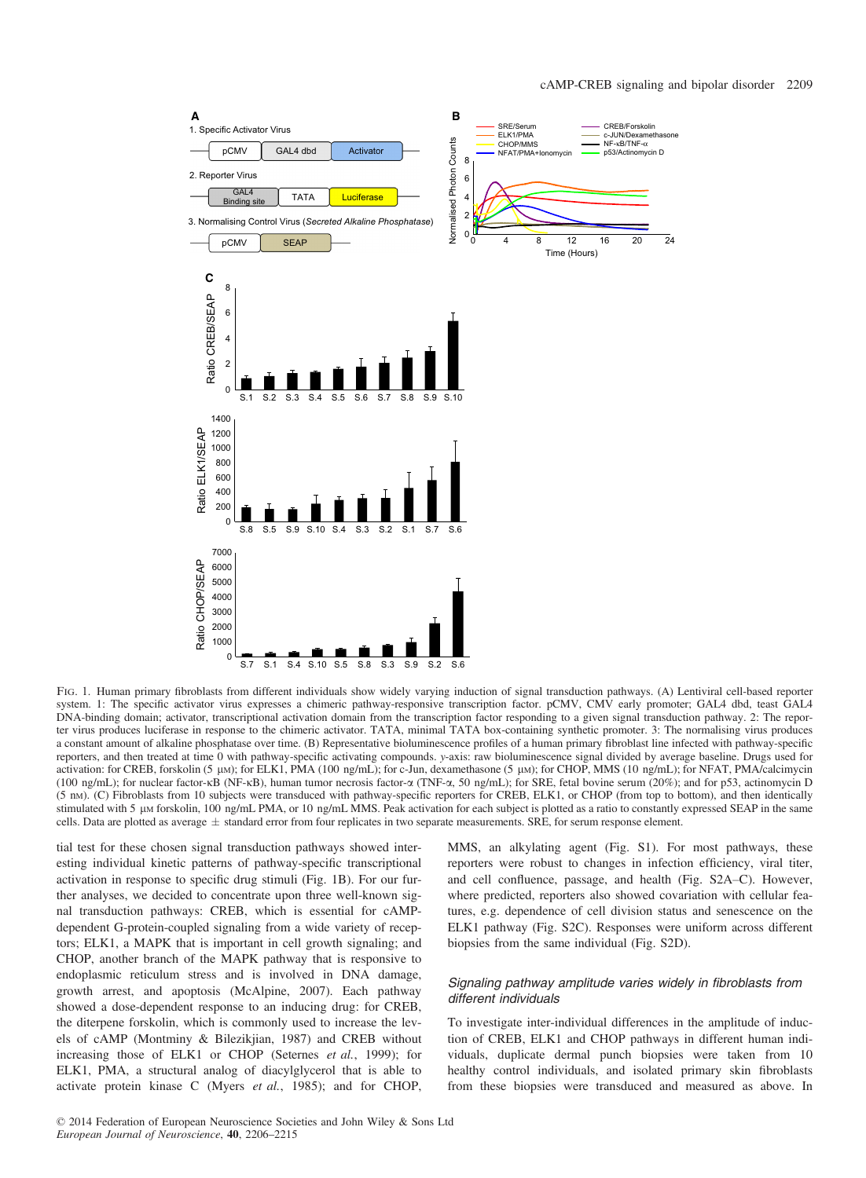FIG. 1. Human primary fibroblasts from different individuals show widely varying induction of signal transduction pathways. (A) Lentiviral cell-based reporter system. 1: The specific activator virus expresses a chimeric pathway-responsive transcription factor. pCMV, CMV early promoter; GAL4 dbd, teast GAL4 DNA-binding domain; activator, transcriptional activation domain from the transcription factor responding to a given signal transduction pathway. 2: The reporter virus produces luciferase in response to the chimeric activator. TATA, minimal TATA box-containing synthetic promoter. 3: The normalising virus produces a constant amount of alkaline phosphatase over time. (B) Representative bioluminescence profiles of a human primary fibroblast line infected with pathway-specific reporters, and then treated at time 0 with pathway-specific activating compounds. *y*-axis: raw bioluminescence signal divided by average baseline. Drugs used for activation: for CREB, forskolin (5 μM); for ELK1, PMA (100 ng/mL); for c-Jun, dexamethasone (5 μM); for CHOP, MMS (10 ng/mL); for NFAT, PMA/calcimycin (100 ng/mL); for nuclear factor-κB (NF-κB), human tumor necrosis factor-α (TNF-α, 50 ng/mL); for SRE, fetal bovine serum (20%); and for p53, actinomycin D (5 nM). (C) Fibroblasts from 10 subjects were transduced with pathway-specific reporters for CREB, ELK1, or CHOP (from top to bottom), and then identically stimulated with 5 μM forskolin, 100 ng/mL PMA, or 10 ng/mL MMS. Peak activation for each subject is plotted as a ratio to constantly expressed SEAP in the same cells. Data are plotted as average ± standard error from four replicates in two separate measurements. SRE, for serum response element.

tial test for these chosen signal transduction pathways showed interesting individual kinetic patterns of pathway-specific transcriptional activation in response to specific drug stimuli (Fig. 1B). For our further analyses, we decided to concentrate upon three well-known signal transduction pathways: CREB, which is essential for cAMP-dependent G-protein-coupled signaling from a wide variety of receptors; ELK1, a MAPK that is important in cell growth signaling; and CHOP, another branch of the MAPK pathway that is responsive to endoplasmic reticulum stress and is involved in DNA damage, growth arrest, and apoptosis (McAlpine, 2007). Each pathway showed a dose-dependent response to an inducing drug: for CREB, the diterpene forskolin, which is commonly used to increase the levels of cAMP (Montminy & Bilezikjian, 1987) and CREB without increasing those of ELK1 or CHOP (Seternes *et al.*, 1999); for ELK1, PMA, a structural analog of diacylglycerol that is able to activate protein kinase C (Myers *et al.*, 1985); and for CHOP, MMS, an alkylating agent (Fig. S1). For most pathways, these reporters were robust to changes in infection efficiency, viral titer, and cell confluence, passage, and health (Fig. S2A–C). However, where predicted, reporters also showed covariation with cellular features, e.g. dependence of cell division status and senescence on the ELK1 pathway (Fig. S2C). Responses were uniform across different biopsies from the same individual (Fig. S2D).

### *Signaling pathway amplitude varies widely in fibroblasts from different individuals*

To investigate inter-individual differences in the amplitude of induction of CREB, ELK1 and CHOP pathways in different human individuals, duplicate dermal punch biopsies were taken from 10 healthy control individuals, and isolated primary skin fibroblasts from these biopsies were transduced and measured as above. In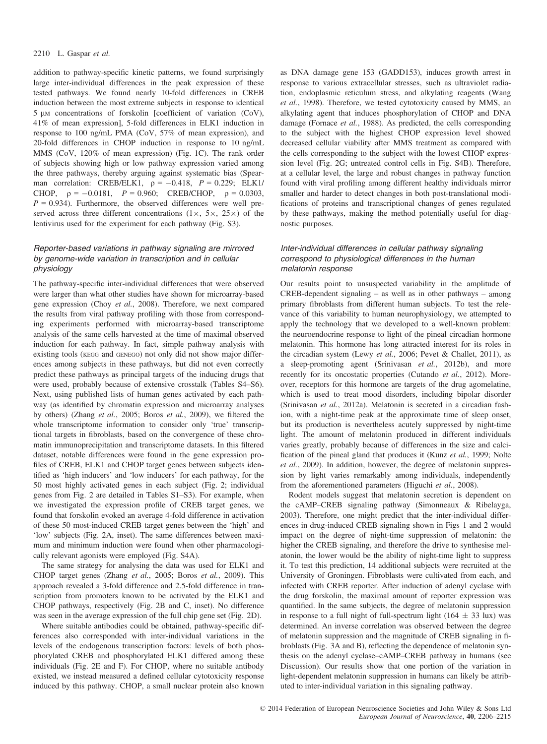addition to pathway-specific kinetic patterns, we found surprisingly large inter-individual differences in the peak expression of these tested pathways. We found nearly 10-fold differences in CREB induction between the most extreme subjects in response to identical 5 μM concentrations of forskolin [coefficient of variation (CoV), 41% of mean expression], 5-fold differences in ELK1 induction in response to 100 ng/mL PMA (CoV, 57% of mean expression), and 20-fold differences in CHOP induction in response to 10 ng/mL MMS (CoV, 120% of mean expression) (Fig. 1C). The rank order of subjects showing high or low pathway expression varied among the three pathways, thereby arguing against systematic bias (Spearman correlation: CREB/ELK1, $\rho = -0.418$, $P = 0.229$; ELK1/CHOP, $\rho = -0.0181$, $P = 0.960$; CREB/CHOP, $\rho = 0.0303$, $P = 0.934$). Furthermore, the observed differences were well preserved across three different concentrations (1×, 5×, 25×) of the lentivirus used for the experiment for each pathway (Fig. S3).

### *Reporter-based variations in pathway signaling are mirrored by genome-wide variation in transcription and in cellular physiology*

The pathway-specific inter-individual differences that were observed were larger than what other studies have shown for microarray-based gene expression (Choy *et al.*, 2008). Therefore, we next compared the results from viral pathway profiling with those from corresponding experiments performed with microarray-based transcriptome analysis of the same cells harvested at the time of maximal observed induction for each pathway. In fact, simple pathway analysis with existing tools (KEGG and GENEGO) not only did not show major differences among subjects in these pathways, but did not even correctly predict these pathways as principal targets of the inducing drugs that were used, probably because of extensive crosstalk (Tables S4–S6). Next, using published lists of human genes activated by each pathway (as identified by chromatin expression and microarray analyses by others) (Zhang *et al.*, 2005; Boros *et al.*, 2009), we filtered the whole transcriptome information to consider only 'true' transcriptional targets in fibroblasts, based on the convergence of these chromatin immunoprecipitation and transcriptome datasets. In this filtered dataset, notable differences were found in the gene expression profiles of CREB, ELK1 and CHOP target genes between subjects identified as 'high inducers' and 'low inducers' for each pathway, for the 50 most highly activated genes in each subject (Fig. 2; individual genes from Fig. 2 are detailed in Tables S1–S3). For example, when we investigated the expression profile of CREB target genes, we found that forskolin evoked an average 4-fold difference in activation of these 50 most-induced CREB target genes between the 'high' and 'low' subjects (Fig. 2A, inset). The same differences between maximum and minimum induction were found when other pharmacologically relevant agonists were employed (Fig. S4A).

The same strategy for analysing the data was used for ELK1 and CHOP target genes (Zhang *et al.*, 2005; Boros *et al.*, 2009). This approach revealed a 3-fold difference and 2.5-fold difference in transcription from promoters known to be activated by the ELK1 and CHOP pathways, respectively (Fig. 2B and C, inset). No difference was seen in the average expression of the full chip gene set (Fig. 2D).

Where suitable antibodies could be obtained, pathway-specific differences also corresponded with inter-individual variations in the levels of the endogenous transcription factors: levels of both phosphorylated CREB and phosphorylated ELK1 differed among these individuals (Fig. 2E and F). For CHOP, where no suitable antibody existed, we instead measured a defined cellular cytotoxicity response induced by this pathway. CHOP, a small nuclear protein also known as DNA damage gene 153 (GADD153), induces growth arrest in response to various extracellular stresses, such as ultraviolet radiation, endoplasmic reticulum stress, and alkylating reagents (Wang *et al.*, 1998). Therefore, we tested cytotoxicity caused by MMS, an alkylating agent that induces phosphorylation of CHOP and DNA damage (Fornace *et al.*, 1988). As predicted, the cells corresponding to the subject with the highest CHOP expression level showed decreased cellular viability after MMS treatment as compared with the cells corresponding to the subject with the lowest CHOP expression level (Fig. 2G; untreated control cells in Fig. S4B). Therefore, at a cellular level, the large and robust changes in pathway function found with viral profiling among different healthy individuals mirror smaller and harder to detect changes in both post-translational modifications of proteins and transcriptional changes of genes regulated by these pathways, making the method potentially useful for diagnostic purposes.

### *Inter-individual differences in cellular pathway signaling correspond to physiological differences in the human melatonin response*

Our results point to unsuspected variability in the amplitude of CREB-dependent signaling – as well as in other pathways – among primary fibroblasts from different human subjects. To test the relevance of this variability to human neurophysiology, we attempted to apply the technology that we developed to a well-known problem: the neuroendocrine response to light of the pineal circadian hormone melatonin. This hormone has long attracted interest for its roles in the circadian system (Lewy *et al.*, 2006; Pevet & Challet, 2011), as a sleep-promoting agent (Srinivasan *et al.*, 2012b), and more recently for its oncostatic properties (Cutando *et al.*, 2012). Moreover, receptors for this hormone are targets of the drug agomelatine, which is used to treat mood disorders, including bipolar disorder (Srinivasan *et al.*, 2012a). Melatonin is secreted in a circadian fashion, with a night-time peak at the approximate time of sleep onset, but its production is nevertheless acutely suppressed by night-time light. The amount of melatonin produced in different individuals varies greatly, probably because of differences in the size and calcification of the pineal gland that produces it (Kunz *et al.*, 1999; Nolte *et al.*, 2009). In addition, however, the degree of melatonin suppression by light varies remarkably among individuals, independently from the aforementioned parameters (Higuchi *et al.*, 2008).

Rodent models suggest that melatonin secretion is dependent on the cAMP–CREB signaling pathway (Simonneaux & Ribelayga, 2003). Therefore, one might predict that the inter-individual differences in drug-induced CREB signaling shown in Figs 1 and 2 would impact on the degree of night-time suppression of melatonin: the higher the CREB signaling, and therefore the drive to synthesise melatonin, the lower would be the ability of night-time light to suppress it. To test this prediction, 14 additional subjects were recruited at the University of Groningen. Fibroblasts were cultivated from each, and infected with CREB reporter. After induction of adenyl cyclase with the drug forskolin, the maximal amount of reporter expression was quantified. In the same subjects, the degree of melatonin suppression in response to a full night of full-spectrum light (164 ± 33 lux) was determined. An inverse correlation was observed between the degree of melatonin suppression and the magnitude of CREB signaling in fibroblasts (Fig. 3A and B), reflecting the dependence of melatonin synthesis on the adenyl cyclase–cAMP–CREB pathway in humans (see Discussion). Our results show that one portion of the variation in light-dependent melatonin suppression in humans can likely be attributed to inter-individual variation in this signaling pathway.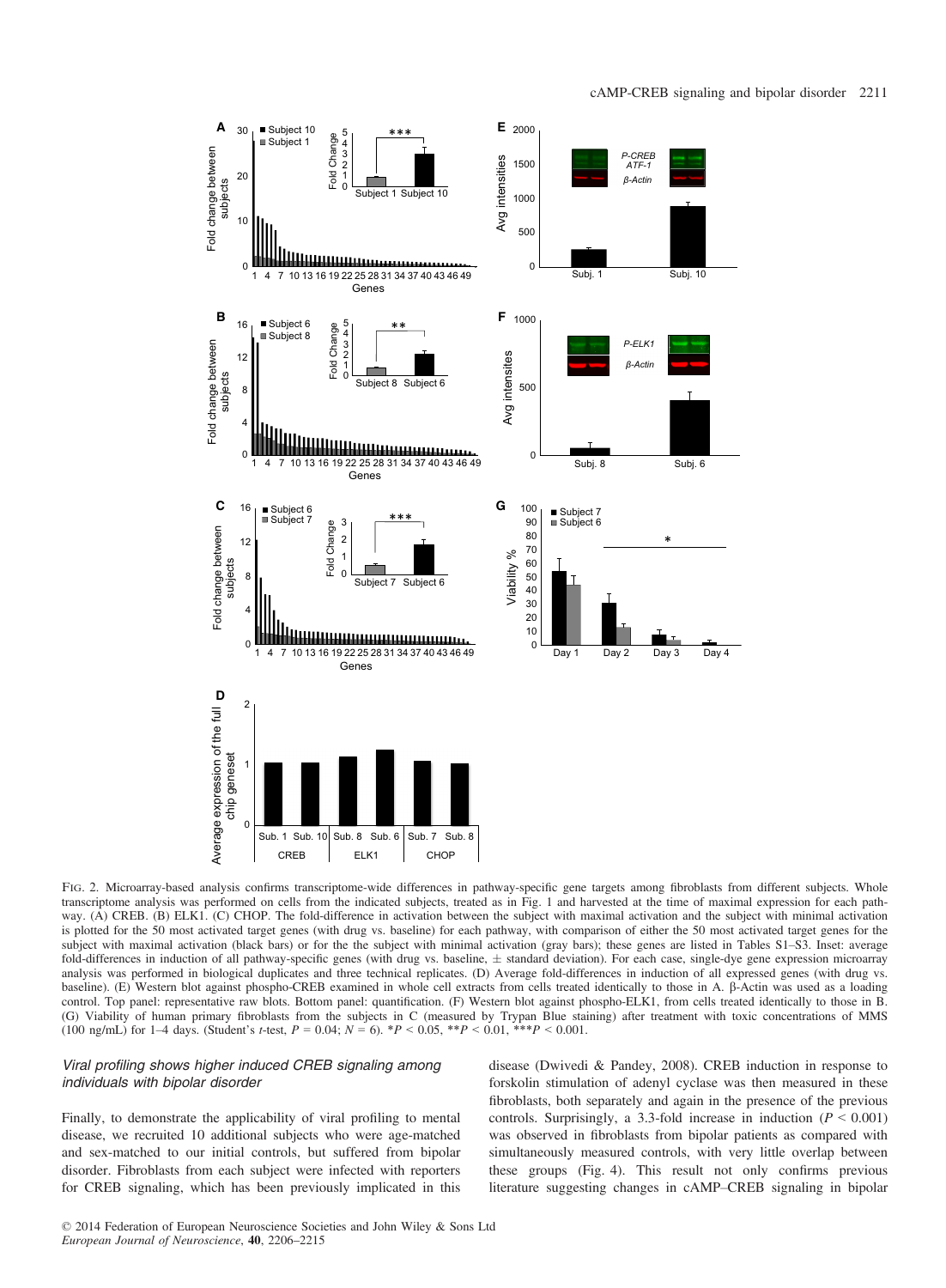FIG. 2. Microarray-based analysis confirms transcriptome-wide differences in pathway-specific gene targets among fibroblasts from different subjects. Whole transcriptome analysis was performed on cells from the indicated subjects, treated as in Fig. 1 and harvested at the time of maximal expression for each pathway. (A) CREB. (B) ELK1. (C) CHOP. The fold-difference in activation between the subject with maximal activation and the subject with minimal activation is plotted for the 50 most activated target genes (with drug vs. baseline) for each pathway, with comparison of either the 50 most activated target genes for the subject with maximal activation (black bars) or for the the subject with minimal activation (gray bars); these genes are listed in Tables S1–S3. Inset: average fold-differences in induction of all pathway-specific genes (with drug vs. baseline, ± standard deviation). For each case, single-dye gene expression microarray analysis was performed in biological duplicates and three technical replicates. (D) Average fold-differences in induction of all expressed genes (with drug vs. baseline). (E) Western blot against phospho-CREB examined in whole cell extracts from cells treated identically to those in A. β-Actin was used as a loading control. Top panel: representative raw blots. Bottom panel: quantification. (F) Western blot against phospho-ELK1, from cells treated identically to those in B. (G) Viability of human primary fibroblasts from the subjects in C (measured by Trypan Blue staining) after treatment with toxic concentrations of MMS (100 ng/mL) for 1–4 days. (Student's *t*-test, $P = 0.04$; $N = 6$). *$P < 0.05$, **$P < 0.01$, ***$P < 0.001$.

### *Viral profiling shows higher induced CREB signaling among individuals with bipolar disorder*

Finally, to demonstrate the applicability of viral profiling to mental disease, we recruited 10 additional subjects who were age-matched and sex-matched to our initial controls, but suffered from bipolar disorder. Fibroblasts from each subject were infected with reporters for CREB signaling, which has been previously implicated in this disease (Dwivedi & Pandey, 2008). CREB induction in response to forskolin stimulation of adenyl cyclase was then measured in these fibroblasts, both separately and again in the presence of the previous controls. Surprisingly, a 3.3-fold increase in induction ($P < 0.001$) was observed in fibroblasts from bipolar patients as compared with simultaneously measured controls, with very little overlap between these groups (Fig. 4). This result not only confirms previous literature suggesting changes in cAMP–CREB signaling in bipolar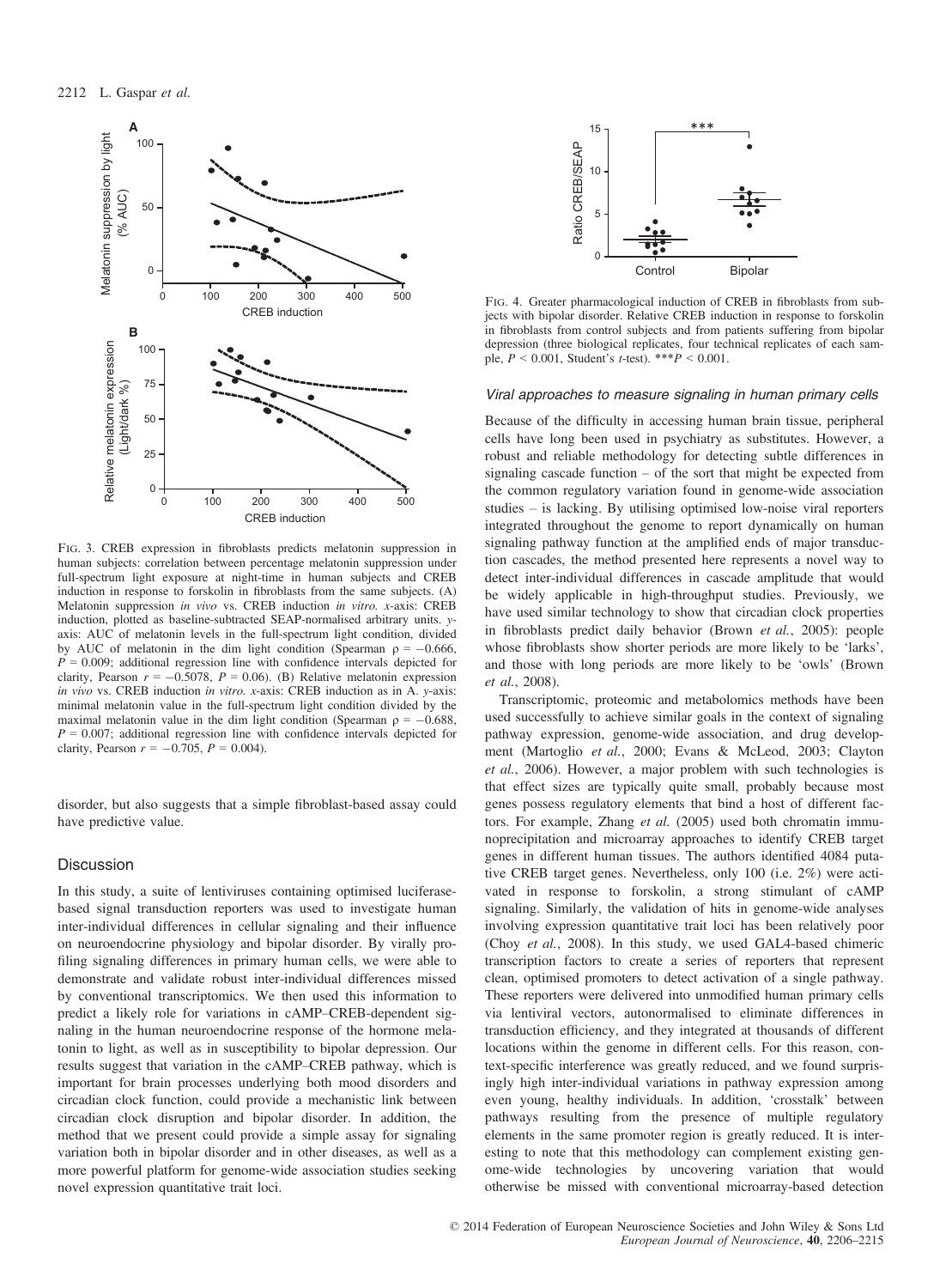A

Melatonin suppression by light (% AUC)

100

50

0

0 100 200 300 400 500

CREB induction

B

Relative melatonin expression (Light/dark %)

100

75

50

25

0

0 100 200 300 400 500

CREB induction

FIG. 3. CREB expression in fibroblasts predicts melatonin suppression in human subjects: correlation between percentage melatonin suppression under full-spectrum light exposure at night-time in human subjects and CREB induction in response to forskolin in fibroblasts from the same subjects. (A) Melatonin suppression *in vivo* vs. CREB induction *in vitro*. *x*-axis: CREB induction, plotted as baseline-subtracted SEAP-normalised arbitrary units. *y*-axis: AUC of melatonin levels in the full-spectrum light condition, divided by AUC of melatonin in the dim light condition (Spearman $\rho = -0.666$, $P = 0.009$; additional regression line with confidence intervals depicted for clarity, Pearson $r = -0.5078$, $P = 0.06$). (B) Relative melatonin expression *in vivo* vs. CREB induction *in vitro*. *x*-axis: CREB induction as in A. *y*-axis: minimal melatonin value in the full-spectrum light condition divided by the maximal melatonin value in the dim light condition (Spearman $\rho = -0.688$, $P = 0.007$; additional regression line with confidence intervals depicted for clarity, Pearson $r = -0.705$, $P = 0.004$).

disorder, but also suggests that a simple fibroblast-based assay could have predictive value.

## Discussion

In this study, a suite of lentiviruses containing optimised luciferase-based signal transduction reporters was used to investigate human inter-individual differences in cellular signaling and their influence on neuroendocrine physiology and bipolar disorder. By virally profiling signaling differences in primary human cells, we were able to demonstrate and validate robust inter-individual differences missed by conventional transcriptomics. We then used this information to predict a likely role for variations in cAMP–CREB-dependent signaling in the human neuroendocrine response of the hormone melatonin to light, as well as in susceptibility to bipolar depression. Our results suggest that variation in the cAMP–CREB pathway, which is important for brain processes underlying both mood disorders and circadian clock function, could provide a mechanistic link between circadian clock disruption and bipolar disorder. In addition, the method that we present could provide a simple assay for signaling variation both in bipolar disorder and in other diseases, as well as a more powerful platform for genome-wide association studies seeking novel expression quantitative trait loci.

\*\*\*

Ratio CREB/SEAP

15

10

5

0

Control Bipolar

FIG. 4. Greater pharmacological induction of CREB in fibroblasts from subjects with bipolar disorder. Relative CREB induction in response to forskolin in fibroblasts from control subjects and from patients suffering from bipolar depression (three biological replicates, four technical replicates of each sample, $P < 0.001$, Student's *t*-test). \*\*\*$P < 0.001$.

### *Viral approaches to measure signaling in human primary cells*

Because of the difficulty in accessing human brain tissue, peripheral cells have long been used in psychiatry as substitutes. However, a robust and reliable methodology for detecting subtle differences in signaling cascade function – of the sort that might be expected from the common regulatory variation found in genome-wide association studies – is lacking. By utilising optimised low-noise viral reporters integrated throughout the genome to report dynamically on human signaling pathway function at the amplified ends of major transduction cascades, the method presented here represents a novel way to detect inter-individual differences in cascade amplitude that would be widely applicable in high-throughput studies. Previously, we have used similar technology to show that circadian clock properties in fibroblasts predict daily behavior (Brown *et al.*, 2005): people whose fibroblasts show shorter periods are more likely to be 'larks', and those with long periods are more likely to be 'owls' (Brown *et al.*, 2008).

Transcriptomic, proteomic and metabolomics methods have been used successfully to achieve similar goals in the context of signaling pathway expression, genome-wide association, and drug development (Martoglio *et al.*, 2000; Evans & McLeod, 2003; Clayton *et al.*, 2006). However, a major problem with such technologies is that effect sizes are typically quite small, probably because most genes possess regulatory elements that bind a host of different factors. For example, Zhang *et al.* (2005) used both chromatin immunoprecipitation and microarray approaches to identify CREB target genes in different human tissues. The authors identified 4084 putative CREB target genes. Nevertheless, only 100 (i.e. 2%) were activated in response to forskolin, a strong stimulant of cAMP signaling. Similarly, the validation of hits in genome-wide analyses involving expression quantitative trait loci has been relatively poor (Choy *et al.*, 2008). In this study, we used GAL4-based chimeric transcription factors to create a series of reporters that represent clean, optimised promoters to detect activation of a single pathway. These reporters were delivered into unmodified human primary cells via lentiviral vectors, autonormalised to eliminate differences in transduction efficiency, and they integrated at thousands of different locations within the genome in different cells. For this reason, context-specific interference was greatly reduced, and we found surprisingly high inter-individual variations in pathway expression among even young, healthy individuals. In addition, 'crosstalk' between pathways resulting from the presence of multiple regulatory elements in the same promoter region is greatly reduced. It is interesting to note that this methodology can complement existing genome-wide technologies by uncovering variation that would otherwise be missed with conventional microarray-based detection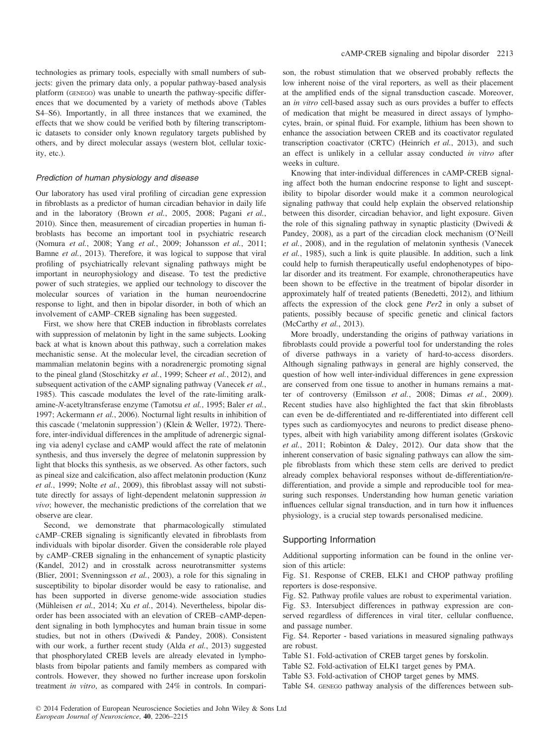technologies as primary tools, especially with small numbers of subjects: given the primary data only, a popular pathway-based analysis platform (GENEGO) was unable to unearth the pathway-specific differences that we documented by a variety of methods above (Tables S4–S6). Importantly, in all three instances that we examined, the effects that we show could be verified both by filtering transcriptomic datasets to consider only known regulatory targets published by others, and by direct molecular assays (western blot, cellular toxicity, etc.).

### Prediction of human physiology and disease

Our laboratory has used viral profiling of circadian gene expression in fibroblasts as a predictor of human circadian behavior in daily life and in the laboratory (Brown *et al.*, 2005, 2008; Pagani *et al.*, 2010). Since then, measurement of circadian properties in human fibroblasts has become an important tool in psychiatric research (Nomura *et al.*, 2008; Yang *et al.*, 2009; Johansson *et al.*, 2011; Bamne *et al.*, 2013). Therefore, it was logical to suppose that viral profiling of psychiatrically relevant signaling pathways might be important in neurophysiology and disease. To test the predictive power of such strategies, we applied our technology to discover the molecular sources of variation in the human neuroendocrine response to light, and then in bipolar disorder, in both of which an involvement of cAMP–CREB signaling has been suggested.

First, we show here that CREB induction in fibroblasts correlates with suppression of melatonin by light in the same subjects. Looking back at what is known about this pathway, such a correlation makes mechanistic sense. At the molecular level, the circadian secretion of mammalian melatonin begins with a noradrenergic promoting signal to the pineal gland (Stoschitzky *et al.*, 1999; Scheer *et al.*, 2012), and subsequent activation of the cAMP signaling pathway (Vanecek *et al.*, 1985). This cascade modulates the level of the rate-limiting aralkamine-*N*-acetyltransferase enzyme (Tamotsu *et al.*, 1995; Baler *et al.*, 1997; Ackermann *et al.*, 2006). Nocturnal light results in inhibition of this cascade ('melatonin suppression') (Klein & Weller, 1972). Therefore, inter-individual differences in the amplitude of adrenergic signaling via adenyl cyclase and cAMP would affect the rate of melatonin synthesis, and thus inversely the degree of melatonin suppression by light that blocks this synthesis, as we observed. As other factors, such as pineal size and calcification, also affect melatonin production (Kunz *et al.*, 1999; Nolte *et al.*, 2009), this fibroblast assay will not substitute directly for assays of light-dependent melatonin suppression *in vivo*; however, the mechanistic predictions of the correlation that we observe are clear.

Second, we demonstrate that pharmacologically stimulated cAMP–CREB signaling is significantly elevated in fibroblasts from individuals with bipolar disorder. Given the considerable role played by cAMP–CREB signaling in the enhancement of synaptic plasticity (Kandel, 2012) and in crosstalk across neurotransmitter systems (Blier, 2001; Svenningsson *et al.*, 2003), a role for this signaling in susceptibility to bipolar disorder would be easy to rationalise, and has been supported in diverse genome-wide association studies (Mühleisen *et al.*, 2014; Xu *et al.*, 2014). Nevertheless, bipolar disorder has been associated with an elevation of CREB–cAMP-dependent signaling in both lymphocytes and human brain tissue in some studies, but not in others (Dwivedi & Pandey, 2008). Consistent with our work, a further recent study (Alda *et al.*, 2013) suggested that phosphorylated CREB levels are already elevated in lymphoblasts from bipolar patients and family members as compared with controls. However, they showed no further increase upon forskolin treatment *in vitro*, as compared with 24% in controls. In comparison, the robust stimulation that we observed probably reflects the low inherent noise of the viral reporters, as well as their placement at the amplified ends of the signal transduction cascade. Moreover, an *in vitro* cell-based assay such as ours provides a buffer to effects of medication that might be measured in direct assays of lymphocytes, brain, or spinal fluid. For example, lithium has been shown to enhance the association between CREB and its coactivator regulated transcription coactivator (CRTC) (Heinrich *et al.*, 2013), and such an effect is unlikely in a cellular assay conducted *in vitro* after weeks in culture.

Knowing that inter-individual differences in cAMP-CREB signaling affect both the human endocrine response to light and susceptibility to bipolar disorder would make it a common neurological signaling pathway that could help explain the observed relationship between this disorder, circadian behavior, and light exposure. Given the role of this signaling pathway in synaptic plasticity (Dwivedi & Pandey, 2008), as a part of the circadian clock mechanism (O'Neill *et al.*, 2008), and in the regulation of melatonin synthesis (Vanecek *et al.*, 1985), such a link is quite plausible. In addition, such a link could help to furnish therapeutically useful endophenotypes of bipolar disorder and its treatment. For example, chronotherapeutics have been shown to be effective in the treatment of bipolar disorder in approximately half of treated patients (Benedetti, 2012), and lithium affects the expression of the clock gene *Per2* in only a subset of patients, possibly because of specific genetic and clinical factors (McCarthy *et al.*, 2013).

More broadly, understanding the origins of pathway variations in fibroblasts could provide a powerful tool for understanding the roles of diverse pathways in a variety of hard-to-access disorders. Although signaling pathways in general are highly conserved, the question of how well inter-individual differences in gene expression are conserved from one tissue to another in humans remains a matter of controversy (Emilsson *et al.*, 2008; Dimas *et al.*, 2009). Recent studies have also highlighted the fact that skin fibroblasts can even be de-differentiated and re-differentiated into different cell types such as cardiomyocytes and neurons to predict disease phenotypes, albeit with high variability among different isolates (Grskovic *et al.*, 2011; Robinton & Daley, 2012). Our data show that the inherent conservation of basic signaling pathways can allow the simple fibroblasts from which these stem cells are derived to predict already complex behavioral responses without de-differentiation/re-differentiation, and provide a simple and reproducible tool for measuring such responses. Understanding how human genetic variation influences cellular signal transduction, and in turn how it influences physiology, is a crucial step towards personalised medicine.

## Supporting Information

Additional supporting information can be found in the online version of this article:

Fig. S1. Response of CREB, ELK1 and CHOP pathway profiling reporters is dose-responsive.

Fig. S2. Pathway profile values are robust to experimental variation.

Fig. S3. Intersubject differences in pathway expression are conserved regardless of differences in viral titer, cellular confluence, and passage number.

Fig. S4. Reporter - based variations in measured signaling pathways are robust.

Table S1. Fold-activation of CREB target genes by forskolin.

Table S2. Fold-activation of ELK1 target genes by PMA.

Table S3. Fold-activation of CHOP target genes by MMS.

Table S4. GENEGO pathway analysis of the differences between sub-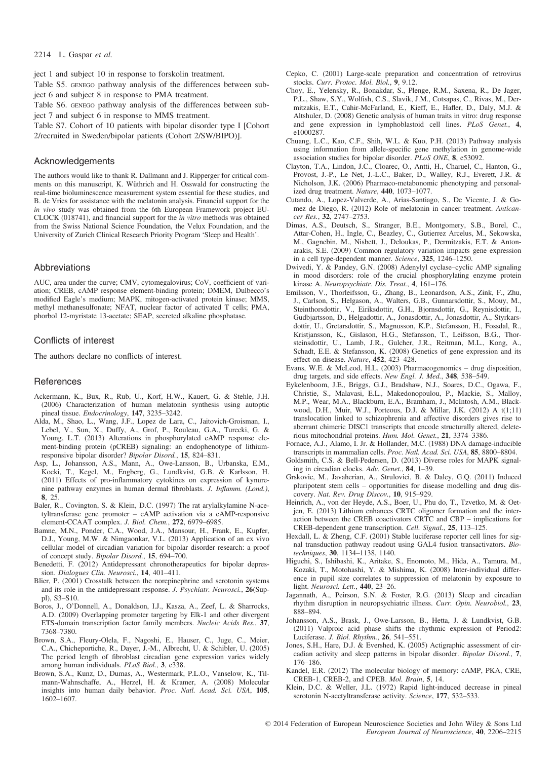ject 1 and subject 10 in response to forskolin treatment.

Table S5. GENEGO pathway analysis of the differences between subject 6 and subject 8 in response to PMA treatment.

Table S6. GENEGO pathway analysis of the differences between subject 7 and subject 6 in response to MMS treatment.

Table S7. Cohort of 10 patients with bipolar disorder type I [Cohort 2/recruited in Sweden/bipolar patients (Cohort 2/SW/BIPO)].

## Acknowledgements

The authors would like to thank R. Dallmann and J. Ripperger for critical comments on this manuscript, K. Wüthrich and H. Osswald for constructing the real-time bioluminescence measurement system essential for these studies, and B. de Vries for assistance with the melatonin analysis. Financial support for the *in vivo* study was obtained from the 6th European Framework project EUCLOCK (018741), and financial support for the *in vitro* methods was obtained from the Swiss National Science Foundation, the Velux Foundation, and the University of Zurich Clinical Research Priority Program 'Sleep and Health'.

## Abbreviations

AUC, area under the curve; CMV, cytomegalovirus; CoV, coefficient of variation; CREB, cAMP response element-binding protein; DMEM, Dulbecco's modified Eagle's medium; MAPK, mitogen-activated protein kinase; MMS, methyl methanesulfonate; NFAT, nuclear factor of activated T cells; PMA, phorbol 12-myristate 13-acetate; SEAP, secreted alkaline phosphatase.

## Conflicts of interest

The authors declare no conflicts of interest.

## References

Ackermann, K., Bux, R., Rub, U., Korf, H.W., Kauert, G. & Stehle, J.H. (2006) Characterization of human melatonin synthesis using autoptic pineal tissue. *Endocrinology*, **147**, 3235–3242.

Alda, M., Shao, L., Wang, J.F., Lopez de Lara, C., Jaitovich-Groisman, I., Lebel, V., Sun, X., Duffy, A., Grof, P., Rouleau, G.A., Turecki, G. & Young, L.T. (2013) Alterations in phosphorylated cAMP response element-binding protein (pCREB) signaling: an endophenotype of lithium-responsive bipolar disorder? *Bipolar Disord.*, **15**, 824–831.

Asp, L., Johansson, A.S., Mann, A., Owe-Larsson, B., Urbanska, E.M., Kocki, T., Kegel, M., Engberg, G., Lundkvist, G.B. & Karlsson, H. (2011) Effects of pro-inflammatory cytokines on expression of kynurenine pathway enzymes in human dermal fibroblasts. *J. Inflamm. (Lond.)*, **8**, 25.

Baler, R., Covington, S. & Klein, D.C. (1997) The rat arylalkylamine N-acetyltransferase gene promoter – cAMP activation via a cAMP-responsive element-CCAAT complex. *J. Biol. Chem.*, **272**, 6979–6985.

Bamne, M.N., Ponder, C.A., Wood, J.A., Mansour, H., Frank, E., Kupfer, D.J., Young, M.W. & Nimgaonkar, V.L. (2013) Application of an ex vivo cellular model of circadian variation for bipolar disorder research: a proof of concept study. *Bipolar Disord.*, **15**, 694–700.

Benedetti, F. (2012) Antidepressant chronotherapeutics for bipolar depression. *Dialogues Clin. Neurosci.*, **14**, 401–411.

Blier, P. (2001) Crosstalk between the norepinephrine and serotonin systems and its role in the antidepressant response. *J. Psychiatr. Neurosci.*, **26**(Suppl), S3–S10.

Boros, J., O'Donnell, A., Donaldson, I.J., Kasza, A., Zeef, L. & Sharrocks, A.D. (2009) Overlapping promoter targeting by Elk-1 and other divergent ETS-domain transcription factor family members. *Nucleic Acids Res.*, **37**, 7368–7380.

Brown, S.A., Fleury-Olela, F., Nagoshi, E., Hauser, C., Juge, C., Meier, C.A., Chicheportiche, R., Dayer, J.-M., Albrecht, U. & Schibler, U. (2005) The period length of fibroblast circadian gene expression varies widely among human individuals. *PLoS Biol.*, **3**, e338.

Brown, S.A., Kunz, D., Dumas, A., Westermark, P.L.O., Vanselow, K., Tilmann-Wahnschaffe, A., Herzel, H. & Kramer, A. (2008) Molecular insights into human daily behavior. *Proc. Natl. Acad. Sci. USA*, **105**, 1602–1607.

Cepko, C. (2001) Large-scale preparation and concentration of retrovirus stocks. *Curr. Protoc. Mol. Biol.*, **9**, 9.12.

Choy, E., Yelensky, R., Bonakdar, S., Plenge, R.M., Saxena, R., De Jager, P.L., Shaw, S.Y., Wolfish, C.S., Slavik, J.M., Cotsapas, C., Rivas, M., Dermitzakis, E.T., Cahir-McFarland, E., Kieff, E., Hafler, D., Daly, M.J. & Altshuler, D. (2008) Genetic analysis of human traits in vitro: drug response and gene expression in lymphoblastoid cell lines. *PLoS Genet.*, **4**, e1000287.

Chuang, L.C., Kao, C.F., Shih, W.L. & Kuo, P.H. (2013) Pathway analysis using information from allele-specific gene methylation in genome-wide association studies for bipolar disorder. *PLoS ONE*, **8**, e53092.

Clayton, T.A., Lindon, J.C., Cloarec, O., Antti, H., Charuel, C., Hanton, G., Provost, J.-P., Le Net, J.-L.C., Baker, D., Walley, R.J., Everett, J.R. & Nicholson, J.K. (2006) Pharmaco-metabonomic phenotyping and personalized drug treatment. *Nature*, **440**, 1073–1077.

Cutando, A., Lopez-Valverde, A., Arias-Santiago, S., De Vicente, J. & Gomez de Diego, R. (2012) Role of melatonin in cancer treatment. *Anticancer Res.*, **32**, 2747–2753.

Dimas, A.S., Deutsch, S., Stranger, B.E., Montgomery, S.B., Borel, C., Attar-Cohen, H., Ingle, C., Beazley, C., Gutierrez Arcelus, M., Sekowska, M., Gagnebin, M., Nisbett, J., Deloukas, P., Dermitzakis, E.T. & Antonarakis, S.E. (2009) Common regulatory variation impacts gene expression in a cell type-dependent manner. *Science*, **325**, 1246–1250.

Dwivedi, Y. & Pandey, G.N. (2008) Adenylyl cyclase–cyclic AMP signaling in mood disorders: role of the crucial phosphorylating enzyme protein kinase A. *Neuropsychiatr. Dis. Treat.*, **4**, 161–176.

Emilsson, V., Thorleifsson, G., Zhang, B., Leonardson, A.S., Zink, F., Zhu, J., Carlson, S., Helgason, A., Walters, G.B., Gunnarsdottir, S., Mouy, M., Steinthorsdottir, V., Eiriksdottir, G.H., Bjornsdottir, G., Reynisdottir, I., Gudbjartsson, D., Helgadottir, A., Jonasdottir, A., Jonasdottir, A., Styrkarsdottir, U., Gretarsdottir, S., Magnusson, K.P., Stefansson, H., Fossdal, R., Kristjansson, K., Gislason, H.G., Stefansson, T., Leifsson, B.G., Thorsteinsdottir, U., Lamb, J.R., Gulcher, J.R., Reitman, M.L., Kong, A., Schadt, E.E. & Stefansson, K. (2008) Genetics of gene expression and its effect on disease. *Nature*, **452**, 423–428.

Evans, W.E. & McLeod, H.L. (2003) Pharmacogenomics – drug disposition, drug targets, and side effects. *New Engl. J. Med.*, **348**, 538–549.

Eykelenboom, J.E., Briggs, G.J., Bradshaw, N.J., Soares, D.C., Ogawa, F., Christie, S., Malavasi, E.L., Makedonopoulou, P., Mackie, S., Malloy, M.P., Wear, M.A., Blackburn, E.A., Bramham, J., McIntosh, A.M., Blackwood, D.H., Muir, W.J., Porteous, D.J. & Millar, J.K. (2012) A t(1;11) translocation linked to schizophrenia and affective disorders gives rise to aberrant chimeric DISC1 transcripts that encode structurally altered, deleterious mitochondrial proteins. *Hum. Mol. Genet.*, **21**, 3374–3386.

Fornace, A.J., Alamo, I. Jr. & Hollander, M.C. (1988) DNA damage-inducible transcripts in mammalian cells. *Proc. Natl. Acad. Sci. USA*, **85**, 8800–8804.

Goldsmith, C.S. & Bell-Pedersen, D. (2013) Diverse roles for MAPK signaling in circadian clocks. *Adv. Genet.*, **84**, 1–39.

Grskovic, M., Javaherian, A., Strulovici, B. & Daley, G.Q. (2011) Induced pluripotent stem cells – opportunities for disease modelling and drug discovery. *Nat. Rev. Drug Discov.*, **10**, 915–929.

Heinrich, A., von der Heyde, A.S., Boer, U., Phu do, T., Tzvetko, M. & Oetjen, E. (2013) Lithium enhances CRTC oligomer formation and the interaction between the CREB coactivators CRTC and CBP – implications for CREB-dependent gene transcription. *Cell. Signal.*, **25**, 113–125.

Hexdall, L. & Zheng, C.F. (2001) Stable luciferase reporter cell lines for signal transduction pathway readout using GAL4 fusion transactivators. *Biotechniques*, **30**, 1134–1138, 1140.

Higuchi, S., Ishibashi, K., Aritake, S., Enomoto, M., Hida, A., Tamura, M., Kozaki, T., Motohashi, Y. & Mishima, K. (2008) Inter-individual difference in pupil size correlates to suppression of melatonin by exposure to light. *Neurosci. Lett.*, **440**, 23–26.

Jagannath, A., Peirson, S.N. & Foster, R.G. (2013) Sleep and circadian rhythm disruption in neuropsychiatric illness. *Curr. Opin. Neurobiol.*, **23**, 888–894.

Johansson, A.S., Brask, J., Owe-Larsson, B., Hetta, J. & Lundkvist, G.B. (2011) Valproic acid phase shifts the rhythmic expression of Period2: Luciferase. *J. Biol. Rhythm.*, **26**, 541–551.

Jones, S.H., Hare, D.J. & Evershed, K. (2005) Actigraphic assessment of circadian activity and sleep patterns in bipolar disorder. *Bipolar Disord.*, **7**, 176–186.

Kandel, E.R. (2012) The molecular biology of memory: cAMP, PKA, CRE, CREB-1, CREB-2, and CPEB. *Mol. Brain*, **5**, 14.

Klein, D.C. & Weller, J.L. (1972) Rapid light-induced decrease in pineal serotonin N-acetyltransferase activity. *Science*, **177**, 532–533.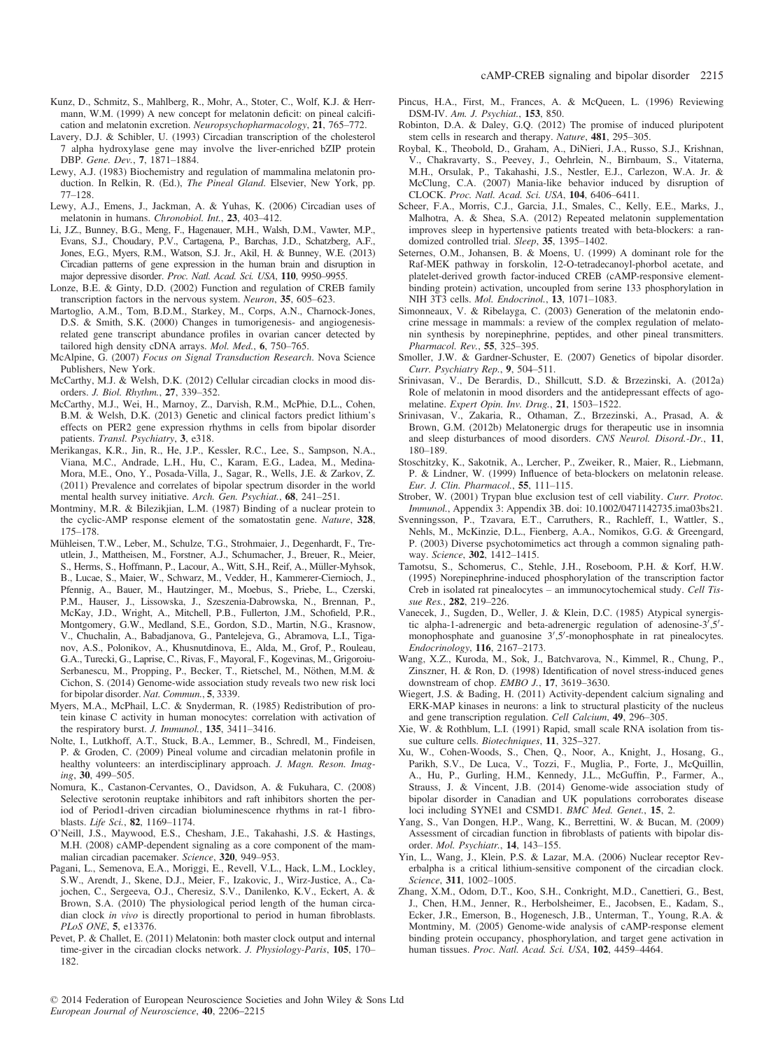Kunz, D., Schmitz, S., Mahlberg, R., Mohr, A., Stoter, C., Wolf, K.J. & Herrmann, W.M. (1999) A new concept for melatonin deficit: on pineal calcification and melatonin excretion. *Neuropsychopharmacology*, **21**, 765–772.

Lavery, D.J. & Schibler, U. (1993) Circadian transcription of the cholesterol 7 alpha hydroxylase gene may involve the liver-enriched bZIP protein DBP. *Gene. Dev.*, **7**, 1871–1884.

Lewy, A.J. (1983) Biochemistry and regulation of mammalina melatonin production. In Relkin, R. (Ed.), *The Pineal Gland*. Elsevier, New York, pp. 77–128.

Lewy, A.J., Emens, J., Jackman, A. & Yuhas, K. (2006) Circadian uses of melatonin in humans. *Chronobiol. Int.*, **23**, 403–412.

Li, J.Z., Bunney, B.G., Meng, F., Hagenauer, M.H., Walsh, D.M., Vawter, M.P., Evans, S.J., Choudary, P.V., Cartagena, P., Barchas, J.D., Schatzberg, A.F., Jones, E.G., Myers, R.M., Watson, S.J. Jr., Akil, H. & Bunney, W.E. (2013) Circadian patterns of gene expression in the human brain and disruption in major depressive disorder. *Proc. Natl. Acad. Sci. USA*, **110**, 9950–9955.

Lonze, B.E. & Ginty, D.D. (2002) Function and regulation of CREB family transcription factors in the nervous system. *Neuron*, **35**, 605–623.

Martoglio, A.M., Tom, B.D.M., Starkey, M., Corps, A.N., Charnock-Jones, D.S. & Smith, S.K. (2000) Changes in tumorigenesis- and angiogenesis-related gene transcript abundance profiles in ovarian cancer detected by tailored high density cDNA arrays. *Mol. Med.*, **6**, 750–765.

McAlpine, G. (2007) *Focus on Signal Transduction Research*. Nova Science Publishers, New York.

McCarthy, M.J. & Welsh, D.K. (2012) Cellular circadian clocks in mood disorders. *J. Biol. Rhythm.*, **27**, 339–352.

McCarthy, M.J., Wei, H., Marnoy, Z., Darvish, R.M., McPhie, D.L., Cohen, B.M. & Welsh, D.K. (2013) Genetic and clinical factors predict lithium's effects on PER2 gene expression rhythms in cells from bipolar disorder patients. *Transl. Psychiatry*, **3**, e318.

Merikangas, K.R., Jin, R., He, J.P., Kessler, R.C., Lee, S., Sampson, N.A., Viana, M.C., Andrade, L.H., Hu, C., Karam, E.G., Ladea, M., Medina-Mora, M.E., Ono, Y., Posada-Villa, J., Sagar, R., Wells, J.E. & Zarkov, Z. (2011) Prevalence and correlates of bipolar spectrum disorder in the world mental health survey initiative. *Arch. Gen. Psychiat.*, **68**, 241–251.

Montminy, M.R. & Bilezikjian, L.M. (1987) Binding of a nuclear protein to the cyclic-AMP response element of the somatostatin gene. *Nature*, **328**, 175–178.

Mühleisen, T.W., Leber, M., Schulze, T.G., Strohmaier, J., Degenhardt, F., Treutlein, J., Mattheisen, M., Forstner, A.J., Schumacher, J., Breuer, R., Meier, S., Herms, S., Hoffmann, P., Lacour, A., Witt, S.H., Reif, A., Müller-Myhsok, B., Lucae, S., Maier, W., Schwarz, M., Vedder, H., Kammerer-Ciernioch, J., Pfennig, A., Bauer, M., Hautzinger, M., Moebus, S., Priebe, L., Czerski, P.M., Hauser, J., Lissowska, J., Szeszenia-Dabrowska, N., Brennan, P., McKay, J.D., Wright, A., Mitchell, P.B., Fullerton, J.M., Schofield, P.R., Montgomery, G.W., Medland, S.E., Gordon, S.D., Martin, N.G., Krasnow, V., Chuchalin, A., Babadjanova, G., Pantelejeva, G., Abramova, L.I., Tiganov, A.S., Polonikov, A., Khusnutdinova, E., Alda, M., Grof, P., Rouleau, G.A., Turecki, G., Laprise, C., Rivas, F., Mayoral, F., Kogevinas, M., Grigoroiu-Serbanescu, M., Propping, P., Becker, T., Rietschel, M., Nöthen, M.M. & Cichon, S. (2014) Genome-wide association study reveals two new risk loci for bipolar disorder. *Nat. Commun.*, **5**, 3339.

Myers, M.A., McPhail, L.C. & Snyderman, R. (1985) Redistribution of protein kinase C activity in human monocytes: correlation with activation of the respiratory burst. *J. Immunol.*, **135**, 3411–3416.

Nolte, I., Lutkhoff, A.T., Stuck, B.A., Lemmer, B., Schredl, M., Findeisen, P. & Groden, C. (2009) Pineal volume and circadian melatonin profile in healthy volunteers: an interdisciplinary approach. *J. Magn. Reson. Imaging*, **30**, 499–505.

Nomura, K., Castanon-Cervantes, O., Davidson, A. & Fukuhara, C. (2008) Selective serotonin reuptake inhibitors and raft inhibitors shorten the period of Period1-driven circadian bioluminescence rhythms in rat-1 fibroblasts. *Life Sci.*, **82**, 1169–1174.

O'Neill, J.S., Maywood, E.S., Chesham, J.E., Takahashi, J.S. & Hastings, M.H. (2008) cAMP-dependent signaling as a core component of the mammalian circadian pacemaker. *Science*, **320**, 949–953.

Pagani, L., Semenova, E.A., Moriggi, E., Revell, V.L., Hack, L.M., Lockley, S.W., Arendt, J., Skene, D.J., Meier, F., Izakovic, J., Wirz-Justice, A., Cajochen, C., Sergeeva, O.J., Cheresiz, S.V., Danilenko, K.V., Eckert, A. & Brown, S.A. (2010) The physiological period length of the human circadian clock *in vivo* is directly proportional to period in human fibroblasts. *PLoS ONE*, **5**, e13376.

Pevet, P. & Challet, E. (2011) Melatonin: both master clock output and internal time-giver in the circadian clocks network. *J. Physiology-Paris*, **105**, 170–182.

Pincus, H.A., First, M., Frances, A. & McQueen, L. (1996) Reviewing DSM-IV. *Am. J. Psychiat.*, **153**, 850.

Robinton, D.A. & Daley, G.Q. (2012) The promise of induced pluripotent stem cells in research and therapy. *Nature*, **481**, 295–305.

Roybal, K., Theobold, D., Graham, A., DiNieri, J.A., Russo, S.J., Krishnan, V., Chakravarty, S., Peevey, J., Oehrlein, N., Birnbaum, S., Vitaterna, M.H., Orsulak, P., Takahashi, J.S., Nestler, E.J., Carlezon, W.A. Jr. & McClung, C.A. (2007) Mania-like behavior induced by disruption of CLOCK. *Proc. Natl. Acad. Sci. USA*, **104**, 6406–6411.

Scheer, F.A., Morris, C.J., Garcia, J.I., Smales, C., Kelly, E.E., Marks, J., Malhotra, A. & Shea, S.A. (2012) Repeated melatonin supplementation improves sleep in hypertensive patients treated with beta-blockers: a randomized controlled trial. *Sleep*, **35**, 1395–1402.

Seternes, O.M., Johansen, B. & Moens, U. (1999) A dominant role for the Raf-MEK pathway in forskolin, 12-O-tetradecanoyl-phorbol acetate, and platelet-derived growth factor-induced CREB (cAMP-responsive element-binding protein) activation, uncoupled from serine 133 phosphorylation in NIH 3T3 cells. *Mol. Endocrinol.*, **13**, 1071–1083.

Simonneaux, V. & Ribelayga, C. (2003) Generation of the melatonin endocrine message in mammals: a review of the complex regulation of melatonin synthesis by norepinephrine, peptides, and other pineal transmitters. *Pharmacol. Rev.*, **55**, 325–395.

Smoller, J.W. & Gardner-Schuster, E. (2007) Genetics of bipolar disorder. *Curr. Psychiatry Rep.*, **9**, 504–511.

Srinivasan, V., De Berardis, D., Shillcutt, S.D. & Brzezinski, A. (2012a) Role of melatonin in mood disorders and the antidepressant effects of agomelatine. *Expert Opin. Inv. Drug.*, **21**, 1503–1522.

Srinivasan, V., Zakaria, R., Othaman, Z., Brzezinski, A., Prasad, A. & Brown, G.M. (2012b) Melatonergic drugs for therapeutic use in insomnia and sleep disturbances of mood disorders. *CNS Neurol. Disord.-Dr.*, **11**, 180–189.

Stoschitzky, K., Sakotnik, A., Lercher, P., Zweiker, R., Maier, R., Liebmann, P. & Lindner, W. (1999) Influence of beta-blockers on melatonin release. *Eur. J. Clin. Pharmacol.*, **55**, 111–115.

Strober, W. (2001) Trypan blue exclusion test of cell viability. *Curr. Protoc. Immunol.*, Appendix 3: Appendix 3B. doi: 10.1002/0471142735.ima03bs21.

Svenningsson, P., Tzavara, E.T., Carruthers, R., Rachleff, I., Wattler, S., Nehls, M., McKinzie, D.L., Fienberg, A.A., Nomikos, G.G. & Greengard, P. (2003) Diverse psychotomimetics act through a common signaling pathway. *Science*, **302**, 1412–1415.

Tamotsu, S., Schomerus, C., Stehle, J.H., Roseboom, P.H. & Korf, H.W. (1995) Norepinephrine-induced phosphorylation of the transcription factor Creb in isolated rat pinealocytes – an immunocytochemical study. *Cell Tissue Res.*, **282**, 219–226.

Vanecek, J., Sugden, D., Weller, J. & Klein, D.C. (1985) Atypical synergistic alpha-1-adrenergic and beta-adrenergic regulation of adenosine-3′,5′-monophosphate and guanosine 3′,5′-monophosphate in rat pinealocytes. *Endocrinology*, **116**, 2167–2173.

Wang, X.Z., Kuroda, M., Sok, J., Batchvarova, N., Kimmel, R., Chung, P., Zinszner, H. & Ron, D. (1998) Identification of novel stress-induced genes downstream of chop. *EMBO J.*, **17**, 3619–3630.

Wiegert, J.S. & Bading, H. (2011) Activity-dependent calcium signaling and ERK-MAP kinases in neurons: a link to structural plasticity of the nucleus and gene transcription regulation. *Cell Calcium*, **49**, 296–305.

Xie, W. & Rothblum, L.I. (1991) Rapid, small scale RNA isolation from tissue culture cells. *Biotechniques*, **11**, 325–327.

Xu, W., Cohen-Woods, S., Chen, Q., Noor, A., Knight, J., Hosang, G., Parikh, S.V., De Luca, V., Tozzi, F., Muglia, P., Forte, J., McQuillin, A., Hu, P., Gurling, H.M., Kennedy, J.L., McGuffin, P., Farmer, A., Strauss, J. & Vincent, J.B. (2014) Genome-wide association study of bipolar disorder in Canadian and UK populations corroborates disease loci including SYNE1 and CSMD1. *BMC Med. Genet.*, **15**, 2.

Yang, S., Van Dongen, H.P., Wang, K., Berrettini, W. & Bucan, M. (2009) Assessment of circadian function in fibroblasts of patients with bipolar disorder. *Mol. Psychiatr.*, **14**, 143–155.

Yin, L., Wang, J., Klein, P.S. & Lazar, M.A. (2006) Nuclear receptor Rev-erbalpha is a critical lithium-sensitive component of the circadian clock. *Science*, **311**, 1002–1005.

Zhang, X.M., Odom, D.T., Koo, S.H., Conkright, M.D., Canettieri, G., Best, J., Chen, H.M., Jenner, R., Herbolsheimer, E., Jacobsen, E., Kadam, S., Ecker, J.R., Emerson, B., Hogenesch, J.B., Unterman, T., Young, R.A. & Montminy, M. (2005) Genome-wide analysis of cAMP-response element binding protein occupancy, phosphorylation, and target gene activation in human tissues. *Proc. Natl. Acad. Sci. USA*, **102**, 4459–4464.